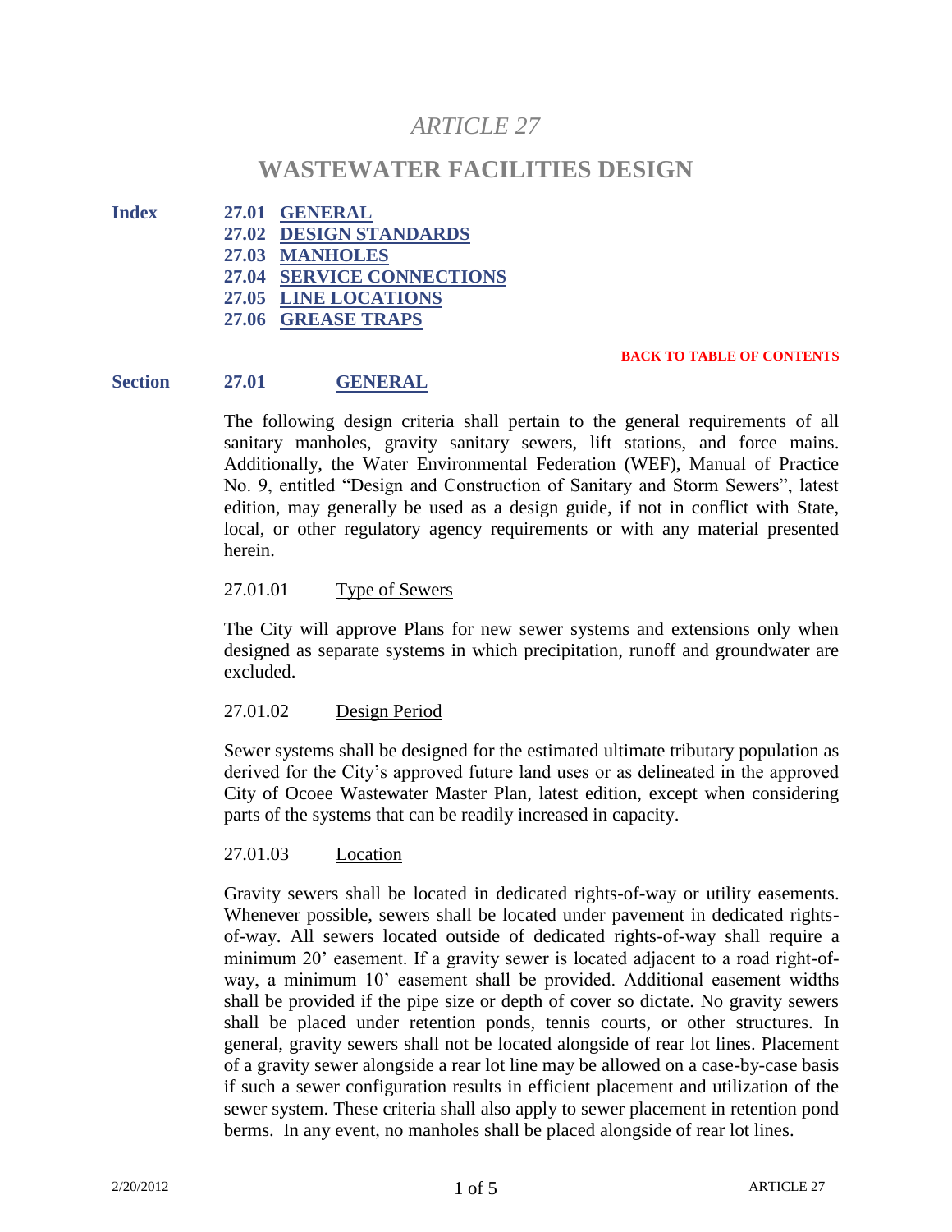# *ARTICLE 27*

# WASTEWATER FACILITIES DESIGN

**Index**

- **27.01 GENERAL**
- **27.02 DESIGN STANDARDS**
- **27.03 MANHOLES**
- **27.04 SERVICE CONNECTIONS**
- **27.05 LINE LOCATIONS**
- **27.06 GREASE TRAPS**

**BACK TO TABLE OF CONTENTS**

## Section 27.01 GENERAL

The following design criteria shall pertain to the general requirements of all sanitary manholes, gravity sanitary sewers, lift stations, and force mains. Additionally, the Water Environmental Federation (WEF), Manual of Practice No. 9, entitled "Design and Construction of Sanitary and Storm Sewers", latest edition, may generally be used as a design guide, if not in conflict with State, local, or other regulatory agency requirements or with any material presented herein.

### 27.01.01 Type of Sewers

The City will approve Plans for new sewer systems and extensions only when designed as separate systems in which precipitation, runoff and groundwater are excluded.

### 27.01.02 Design Period

Sewer systems shall be designed for the estimated ultimate tributary population as derived for the City's approved future land uses or as delineated in the approved City of Ocoee Wastewater Master Plan, latest edition, except when considering parts of the systems that can be readily increased in capacity.

### 27.01.03 Location

Gravity sewers shall be located in dedicated rights-of-way or utility easements. Whenever possible, sewers shall be located under pavement in dedicated rights-of-way. All sewers located outside of dedicated rights-of-way shall require a minimum 20' easement. If a gravity sewer is located adjacent to a road right-of-way, a minimum 10' easement shall be provided. Additional easement widths shall be provided if the pipe size or depth of cover so dictate. No gravity sewers shall be placed under retention ponds, tennis courts, or other structures. In general, gravity sewers shall not be located alongside of rear lot lines. Placement of a gravity sewer alongside a rear lot line may be allowed on a case-by-case basis if such a sewer configuration results in efficient placement and utilization of the sewer system. These criteria shall also apply to sewer placement in retention pond berms. In any event, no manholes shall be placed alongside of rear lot lines.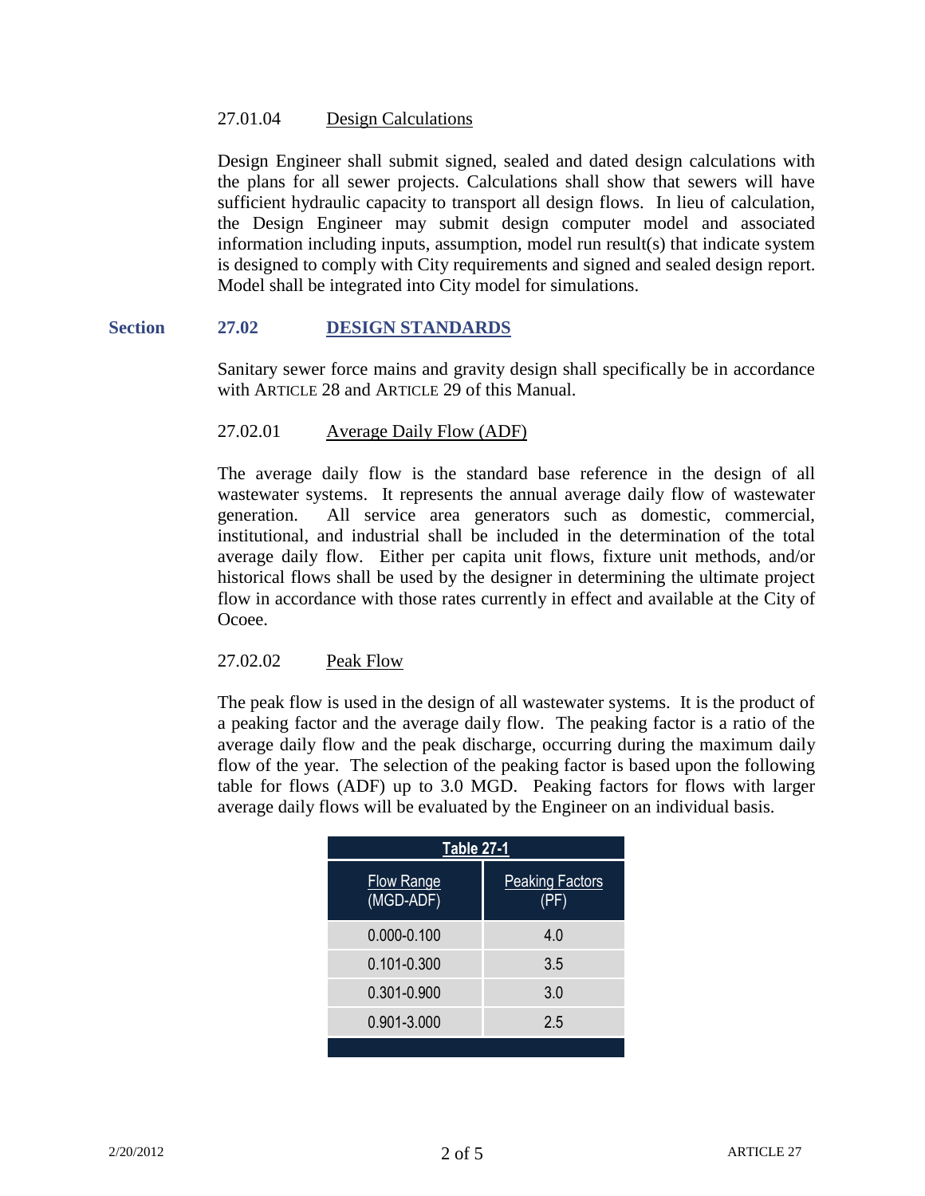### 27.01.04 Design Calculations

Design Engineer shall submit signed, sealed and dated design calculations with the plans for all sewer projects. Calculations shall show that sewers will have sufficient hydraulic capacity to transport all design flows. In lieu of calculation, the Design Engineer may submit design computer model and associated information including inputs, assumption, model run result(s) that indicate system is designed to comply with City requirements and signed and sealed design report. Model shall be integrated into City model for simulations.

## Section 27.02 DESIGN STANDARDS

Sanitary sewer force mains and gravity design shall specifically be in accordance with ARTICLE 28 and ARTICLE 29 of this Manual.

### 27.02.01 Average Daily Flow (ADF)

The average daily flow is the standard base reference in the design of all wastewater systems. It represents the annual average daily flow of wastewater generation. All service area generators such as domestic, commercial, institutional, and industrial shall be included in the determination of the total average daily flow. Either per capita unit flows, fixture unit methods, and/or historical flows shall be used by the designer in determining the ultimate project flow in accordance with those rates currently in effect and available at the City of Ocoee.

### 27.02.02 Peak Flow

The peak flow is used in the design of all wastewater systems. It is the product of a peaking factor and the average daily flow. The peaking factor is a ratio of the average daily flow and the peak discharge, occurring during the maximum daily flow of the year. The selection of the peaking factor is based upon the following table for flows (ADF) up to 3.0 MGD. Peaking factors for flows with larger average daily flows will be evaluated by the Engineer on an individual basis.

**Table 27-1**

| Flow Range (MGD-ADF) | Peaking Factors (PF) |
|---|---|
| 0.000-0.100 | 4.0 |
| 0.101-0.300 | 3.5 |
| 0.301-0.900 | 3.0 |
| 0.901-3.000 | 2.5 |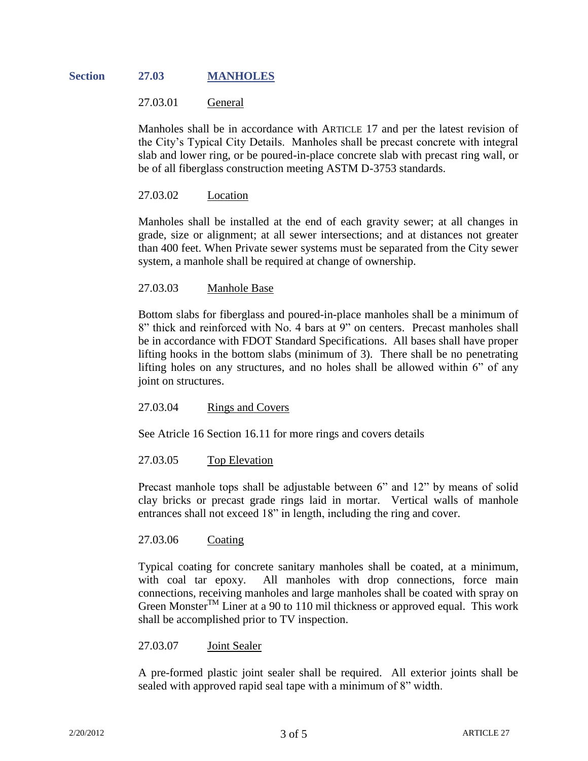## Section 27.03 MANHOLES

### 27.03.01 General

Manholes shall be in accordance with ARTICLE 17 and per the latest revision of the City's Typical City Details. Manholes shall be precast concrete with integral slab and lower ring, or be poured-in-place concrete slab with precast ring wall, or be of all fiberglass construction meeting ASTM D-3753 standards.

### 27.03.02 Location

Manholes shall be installed at the end of each gravity sewer; at all changes in grade, size or alignment; at all sewer intersections; and at distances not greater than 400 feet. When Private sewer systems must be separated from the City sewer system, a manhole shall be required at change of ownership.

### 27.03.03 Manhole Base

Bottom slabs for fiberglass and poured-in-place manholes shall be a minimum of 8" thick and reinforced with No. 4 bars at 9" on centers. Precast manholes shall be in accordance with FDOT Standard Specifications. All bases shall have proper lifting hooks in the bottom slabs (minimum of 3). There shall be no penetrating lifting holes on any structures, and no holes shall be allowed within 6" of any joint on structures.

### 27.03.04 Rings and Covers

See Atricle 16 Section 16.11 for more rings and covers details

### 27.03.05 Top Elevation

Precast manhole tops shall be adjustable between 6" and 12" by means of solid clay bricks or precast grade rings laid in mortar. Vertical walls of manhole entrances shall not exceed 18" in length, including the ring and cover.

### 27.03.06 Coating

Typical coating for concrete sanitary manholes shall be coated, at a minimum, with coal tar epoxy. All manholes with drop connections, force main connections, receiving manholes and large manholes shall be coated with spray on Green Monster™ Liner at a 90 to 110 mil thickness or approved equal. This work shall be accomplished prior to TV inspection.

### 27.03.07 Joint Sealer

A pre-formed plastic joint sealer shall be required. All exterior joints shall be sealed with approved rapid seal tape with a minimum of 8" width.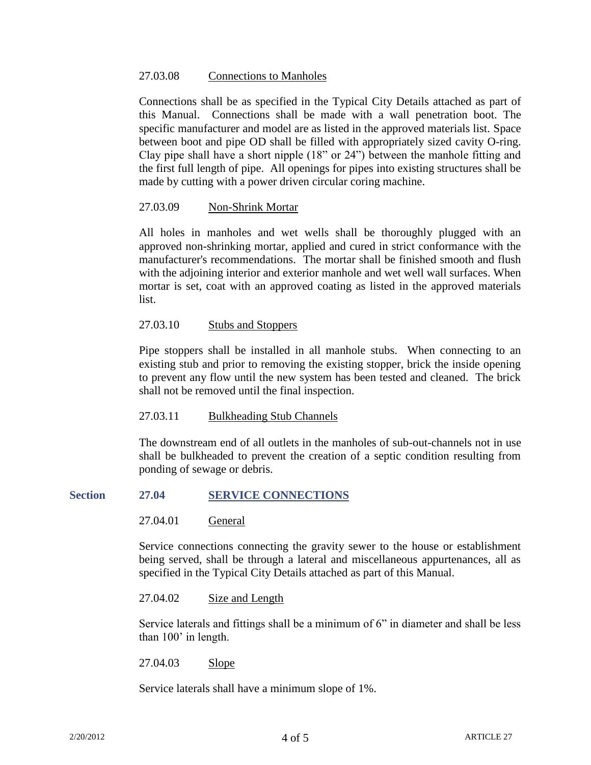### 27.03.08 Connections to Manholes

Connections shall be as specified in the Typical City Details attached as part of this Manual. Connections shall be made with a wall penetration boot. The specific manufacturer and model are as listed in the approved materials list. Space between boot and pipe OD shall be filled with appropriately sized cavity O-ring. Clay pipe shall have a short nipple (18" or 24") between the manhole fitting and the first full length of pipe. All openings for pipes into existing structures shall be made by cutting with a power driven circular coring machine.

### 27.03.09 Non-Shrink Mortar

All holes in manholes and wet wells shall be thoroughly plugged with an approved non-shrinking mortar, applied and cured in strict conformance with the manufacturer's recommendations. The mortar shall be finished smooth and flush with the adjoining interior and exterior manhole and wet well wall surfaces. When mortar is set, coat with an approved coating as listed in the approved materials list.

### 27.03.10 Stubs and Stoppers

Pipe stoppers shall be installed in all manhole stubs. When connecting to an existing stub and prior to removing the existing stopper, brick the inside opening to prevent any flow until the new system has been tested and cleaned. The brick shall not be removed until the final inspection.

### 27.03.11 Bulkheading Stub Channels

The downstream end of all outlets in the manholes of sub-out-channels not in use shall be bulkheaded to prevent the creation of a septic condition resulting from ponding of sewage or debris.

## Section 27.04 SERVICE CONNECTIONS

### 27.04.01 General

Service connections connecting the gravity sewer to the house or establishment being served, shall be through a lateral and miscellaneous appurtenances, all as specified in the Typical City Details attached as part of this Manual.

### 27.04.02 Size and Length

Service laterals and fittings shall be a minimum of 6" in diameter and shall be less than 100' in length.

### 27.04.03 Slope

Service laterals shall have a minimum slope of 1%.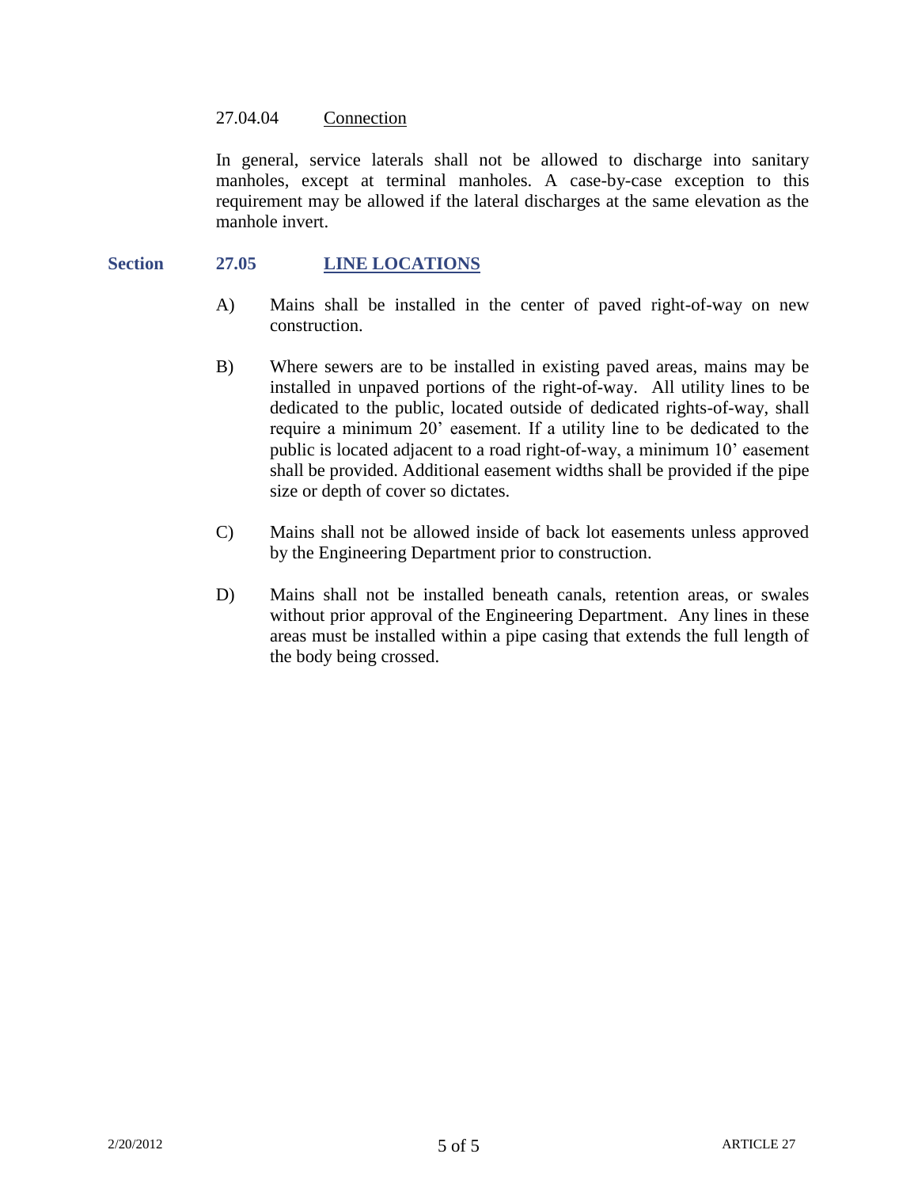27.04.04 Connection

In general, service laterals shall not be allowed to discharge into sanitary manholes, except at terminal manholes. A case-by-case exception to this requirement may be allowed if the lateral discharges at the same elevation as the manhole invert.

## Section 27.05 LINE LOCATIONS

A) Mains shall be installed in the center of paved right-of-way on new construction.

B) Where sewers are to be installed in existing paved areas, mains may be installed in unpaved portions of the right-of-way. All utility lines to be dedicated to the public, located outside of dedicated rights-of-way, shall require a minimum 20' easement. If a utility line to be dedicated to the public is located adjacent to a road right-of-way, a minimum 10' easement shall be provided. Additional easement widths shall be provided if the pipe size or depth of cover so dictates.

C) Mains shall not be allowed inside of back lot easements unless approved by the Engineering Department prior to construction.

D) Mains shall not be installed beneath canals, retention areas, or swales without prior approval of the Engineering Department. Any lines in these areas must be installed within a pipe casing that extends the full length of the body being crossed.